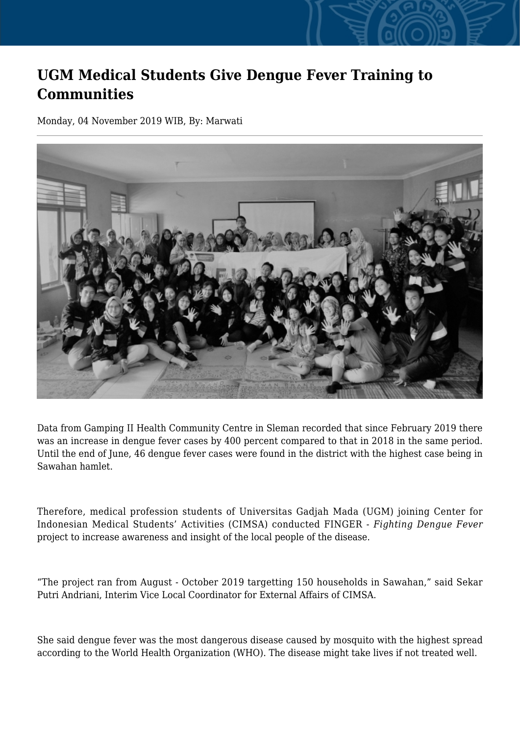# UGM Medical Students Give Dengue Fever Training to Communities

Monday, 04 November 2019 WIB, By: Marwati

Data from Gamping II Health Community Centre in Sleman recorded that since February 2019 there was an increase in dengue fever cases by 400 percent compared to that in 2018 in the same period. Until the end of June, 46 dengue fever cases were found in the district with the highest case being in Sawahan hamlet.

Therefore, medical profession students of Universitas Gadjah Mada (UGM) joining Center for Indonesian Medical Students' Activities (CIMSA) conducted FINGER - *Fighting Dengue Fever* project to increase awareness and insight of the local people of the disease.

"The project ran from August - October 2019 targetting 150 households in Sawahan," said Sekar Putri Andriani, Interim Vice Local Coordinator for External Affairs of CIMSA.

She said dengue fever was the most dangerous disease caused by mosquito with the highest spread according to the World Health Organization (WHO). The disease might take lives if not treated well.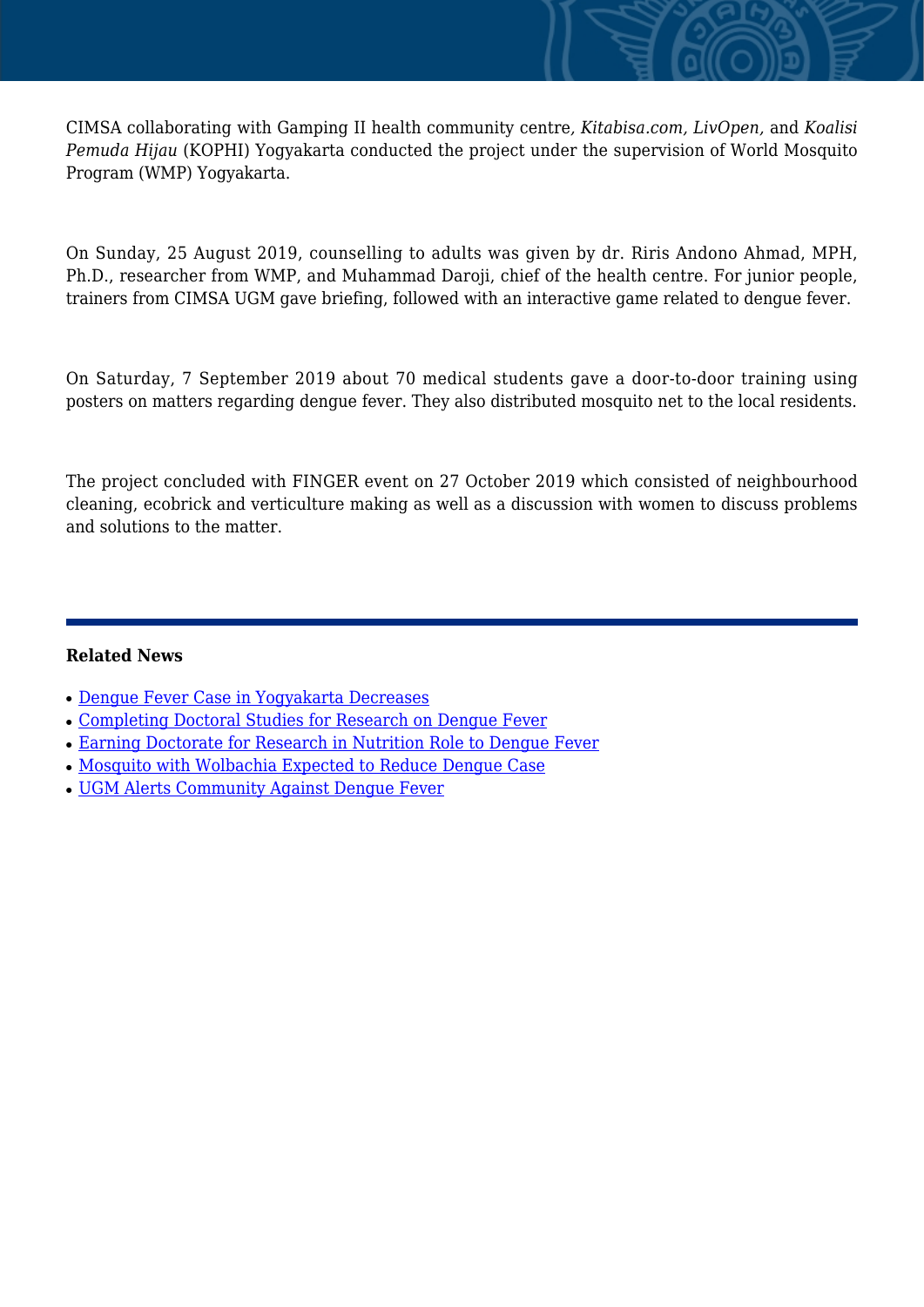CIMSA collaborating with Gamping II health community centre, *Kitabisa.com*, *LivOpen*, and *Koalisi Pemuda Hijau* (KOPHI) Yogyakarta conducted the project under the supervision of World Mosquito Program (WMP) Yogyakarta.

On Sunday, 25 August 2019, counselling to adults was given by dr. Riris Andono Ahmad, MPH, Ph.D., researcher from WMP, and Muhammad Daroji, chief of the health centre. For junior people, trainers from CIMSA UGM gave briefing, followed with an interactive game related to dengue fever.

On Saturday, 7 September 2019 about 70 medical students gave a door-to-door training using posters on matters regarding dengue fever. They also distributed mosquito net to the local residents.

The project concluded with FINGER event on 27 October 2019 which consisted of neighbourhood cleaning, ecobrick and verticulture making as well as a discussion with women to discuss problems and solutions to the matter.

**Related News**

- Dengue Fever Case in Yogyakarta Decreases
- Completing Doctoral Studies for Research on Dengue Fever
- Earning Doctorate for Research in Nutrition Role to Dengue Fever
- Mosquito with Wolbachia Expected to Reduce Dengue Case
- UGM Alerts Community Against Dengue Fever